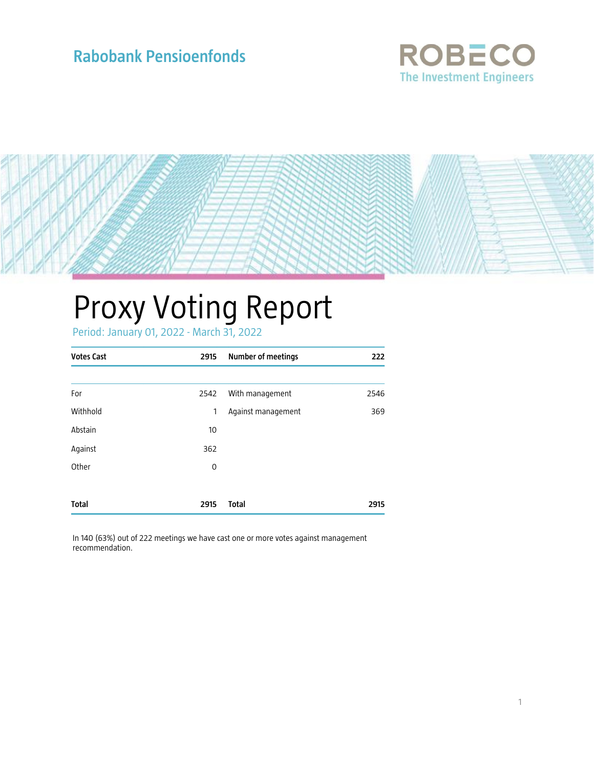Rabobank Pensioenfonds

ROBECO
The Investment Engineers

# Proxy Voting Report

Period: January 01, 2022 - March 31, 2022

| Votes Cast | 2915 | Number of meetings | 222 |
| --- | --- | --- | --- |
| For | 2542 | With management | 2546 |
| Withhold | 1 | Against management | 369 |
| Abstain | 10 | | |
| Against | 362 | | |
| Other | 0 | | |
| **Total** | **2915** | **Total** | **2915** |

In 140 (63%) out of 222 meetings we have cast one or more votes against management recommendation.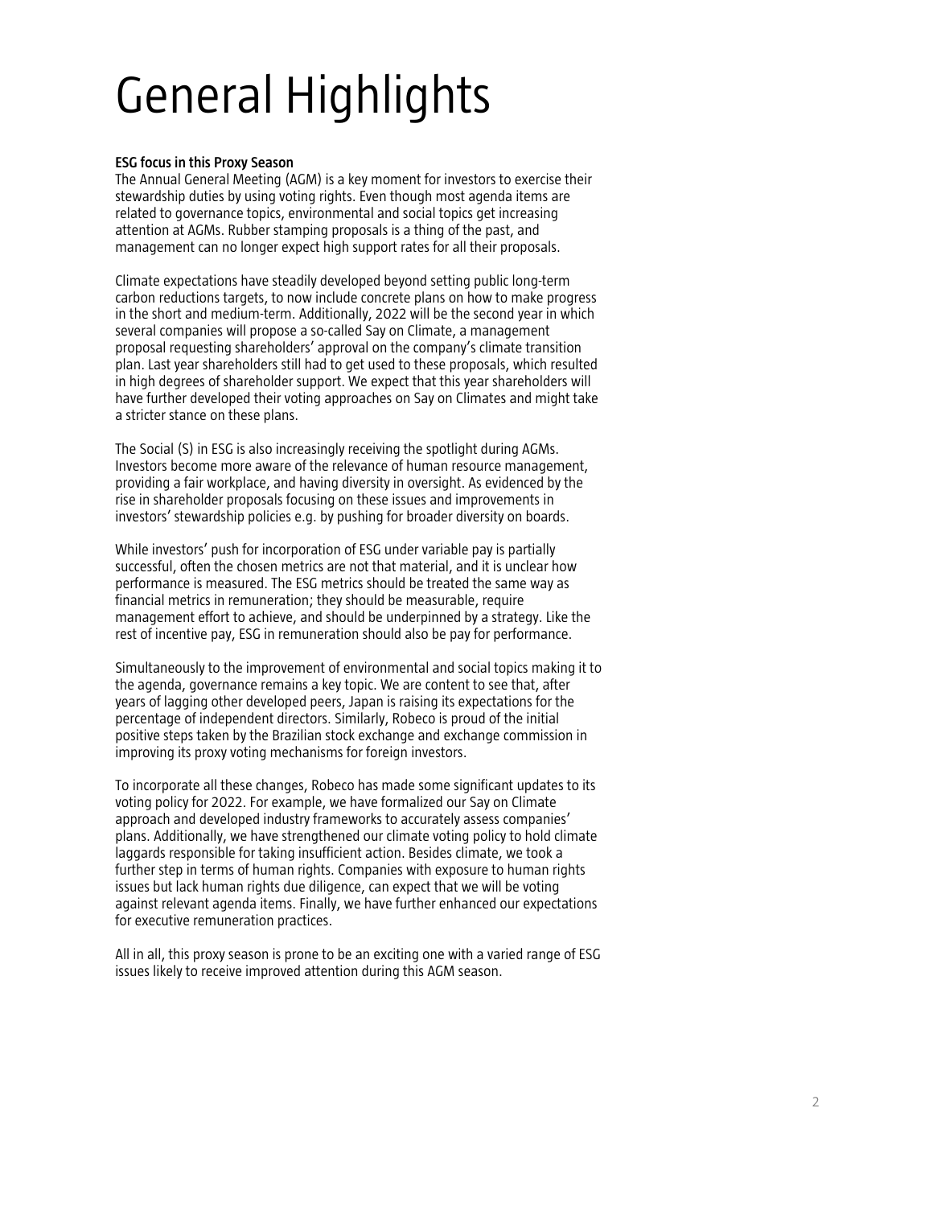# General Highlights

**ESG focus in this Proxy Season**

The Annual General Meeting (AGM) is a key moment for investors to exercise their stewardship duties by using voting rights. Even though most agenda items are related to governance topics, environmental and social topics get increasing attention at AGMs. Rubber stamping proposals is a thing of the past, and management can no longer expect high support rates for all their proposals.

Climate expectations have steadily developed beyond setting public long-term carbon reductions targets, to now include concrete plans on how to make progress in the short and medium-term. Additionally, 2022 will be the second year in which several companies will propose a so-called Say on Climate, a management proposal requesting shareholders' approval on the company's climate transition plan. Last year shareholders still had to get used to these proposals, which resulted in high degrees of shareholder support. We expect that this year shareholders will have further developed their voting approaches on Say on Climates and might take a stricter stance on these plans.

The Social (S) in ESG is also increasingly receiving the spotlight during AGMs. Investors become more aware of the relevance of human resource management, providing a fair workplace, and having diversity in oversight. As evidenced by the rise in shareholder proposals focusing on these issues and improvements in investors' stewardship policies e.g. by pushing for broader diversity on boards.

While investors' push for incorporation of ESG under variable pay is partially successful, often the chosen metrics are not that material, and it is unclear how performance is measured. The ESG metrics should be treated the same way as financial metrics in remuneration; they should be measurable, require management effort to achieve, and should be underpinned by a strategy. Like the rest of incentive pay, ESG in remuneration should also be pay for performance.

Simultaneously to the improvement of environmental and social topics making it to the agenda, governance remains a key topic. We are content to see that, after years of lagging other developed peers, Japan is raising its expectations for the percentage of independent directors. Similarly, Robeco is proud of the initial positive steps taken by the Brazilian stock exchange and exchange commission in improving its proxy voting mechanisms for foreign investors.

To incorporate all these changes, Robeco has made some significant updates to its voting policy for 2022. For example, we have formalized our Say on Climate approach and developed industry frameworks to accurately assess companies' plans. Additionally, we have strengthened our climate voting policy to hold climate laggards responsible for taking insufficient action. Besides climate, we took a further step in terms of human rights. Companies with exposure to human rights issues but lack human rights due diligence, can expect that we will be voting against relevant agenda items. Finally, we have further enhanced our expectations for executive remuneration practices.

All in all, this proxy season is prone to be an exciting one with a varied range of ESG issues likely to receive improved attention during this AGM season.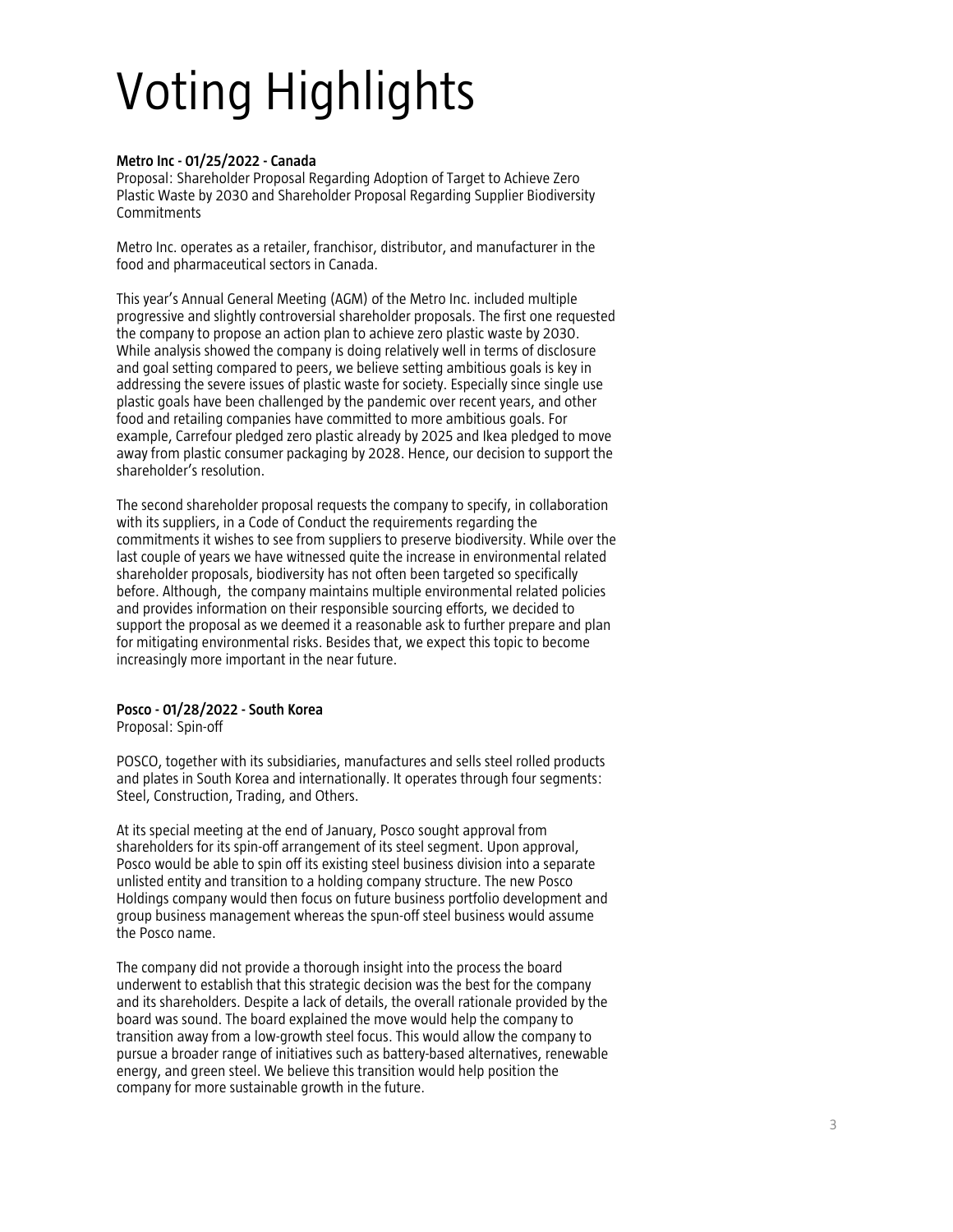# Voting Highlights

**Metro Inc - 01/25/2022 - Canada**
Proposal: Shareholder Proposal Regarding Adoption of Target to Achieve Zero Plastic Waste by 2030 and Shareholder Proposal Regarding Supplier Biodiversity Commitments

Metro Inc. operates as a retailer, franchisor, distributor, and manufacturer in the food and pharmaceutical sectors in Canada.

This year's Annual General Meeting (AGM) of the Metro Inc. included multiple progressive and slightly controversial shareholder proposals. The first one requested the company to propose an action plan to achieve zero plastic waste by 2030. While analysis showed the company is doing relatively well in terms of disclosure and goal setting compared to peers, we believe setting ambitious goals is key in addressing the severe issues of plastic waste for society. Especially since single use plastic goals have been challenged by the pandemic over recent years, and other food and retailing companies have committed to more ambitious goals. For example, Carrefour pledged zero plastic already by 2025 and Ikea pledged to move away from plastic consumer packaging by 2028. Hence, our decision to support the shareholder's resolution.

The second shareholder proposal requests the company to specify, in collaboration with its suppliers, in a Code of Conduct the requirements regarding the commitments it wishes to see from suppliers to preserve biodiversity. While over the last couple of years we have witnessed quite the increase in environmental related shareholder proposals, biodiversity has not often been targeted so specifically before. Although, the company maintains multiple environmental related policies and provides information on their responsible sourcing efforts, we decided to support the proposal as we deemed it a reasonable ask to further prepare and plan for mitigating environmental risks. Besides that, we expect this topic to become increasingly more important in the near future.

**Posco - 01/28/2022 - South Korea**
Proposal: Spin-off

POSCO, together with its subsidiaries, manufactures and sells steel rolled products and plates in South Korea and internationally. It operates through four segments: Steel, Construction, Trading, and Others.

At its special meeting at the end of January, Posco sought approval from shareholders for its spin-off arrangement of its steel segment. Upon approval, Posco would be able to spin off its existing steel business division into a separate unlisted entity and transition to a holding company structure. The new Posco Holdings company would then focus on future business portfolio development and group business management whereas the spun-off steel business would assume the Posco name.

The company did not provide a thorough insight into the process the board underwent to establish that this strategic decision was the best for the company and its shareholders. Despite a lack of details, the overall rationale provided by the board was sound. The board explained the move would help the company to transition away from a low-growth steel focus. This would allow the company to pursue a broader range of initiatives such as battery-based alternatives, renewable energy, and green steel. We believe this transition would help position the company for more sustainable growth in the future.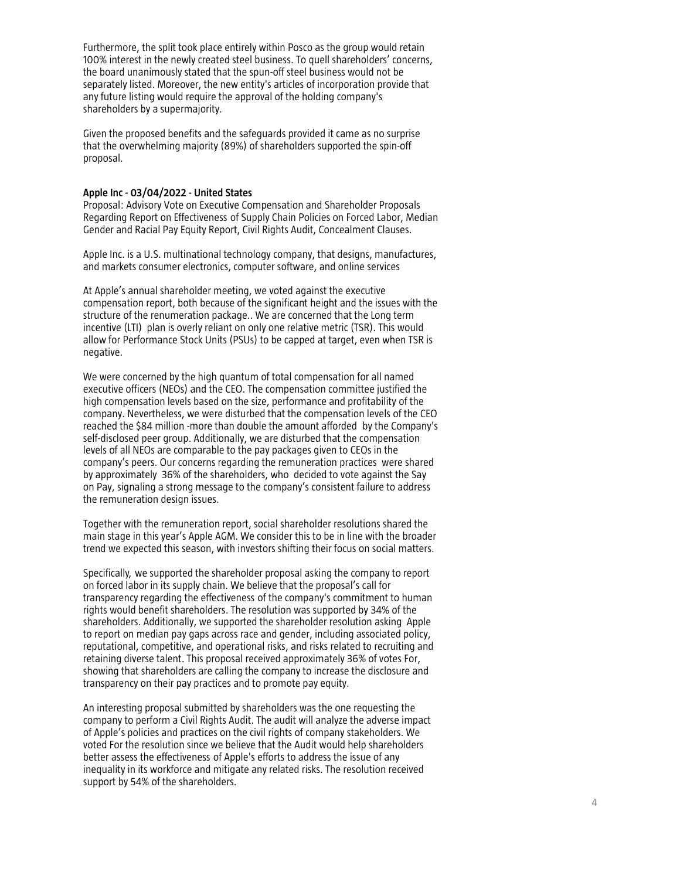Furthermore, the split took place entirely within Posco as the group would retain 100% interest in the newly created steel business. To quell shareholders' concerns, the board unanimously stated that the spun-off steel business would not be separately listed. Moreover, the new entity's articles of incorporation provide that any future listing would require the approval of the holding company's shareholders by a supermajority.

Given the proposed benefits and the safeguards provided it came as no surprise that the overwhelming majority (89%) of shareholders supported the spin-off proposal.

**Apple Inc - 03/04/2022 - United States**

Proposal: Advisory Vote on Executive Compensation and Shareholder Proposals Regarding Report on Effectiveness of Supply Chain Policies on Forced Labor, Median Gender and Racial Pay Equity Report, Civil Rights Audit, Concealment Clauses.

Apple Inc. is a U.S. multinational technology company, that designs, manufactures, and markets consumer electronics, computer software, and online services

At Apple's annual shareholder meeting, we voted against the executive compensation report, both because of the significant height and the issues with the structure of the renumeration package.. We are concerned that the Long term incentive (LTI) plan is overly reliant on only one relative metric (TSR). This would allow for Performance Stock Units (PSUs) to be capped at target, even when TSR is negative.

We were concerned by the high quantum of total compensation for all named executive officers (NEOs) and the CEO. The compensation committee justified the high compensation levels based on the size, performance and profitability of the company. Nevertheless, we were disturbed that the compensation levels of the CEO reached the $84 million -more than double the amount afforded by the Company's self-disclosed peer group. Additionally, we are disturbed that the compensation levels of all NEOs are comparable to the pay packages given to CEOs in the company's peers. Our concerns regarding the remuneration practices were shared by approximately 36% of the shareholders, who decided to vote against the Say on Pay, signaling a strong message to the company's consistent failure to address the remuneration design issues.

Together with the remuneration report, social shareholder resolutions shared the main stage in this year's Apple AGM. We consider this to be in line with the broader trend we expected this season, with investors shifting their focus on social matters.

Specifically, we supported the shareholder proposal asking the company to report on forced labor in its supply chain. We believe that the proposal's call for transparency regarding the effectiveness of the company's commitment to human rights would benefit shareholders. The resolution was supported by 34% of the shareholders. Additionally, we supported the shareholder resolution asking Apple to report on median pay gaps across race and gender, including associated policy, reputational, competitive, and operational risks, and risks related to recruiting and retaining diverse talent. This proposal received approximately 36% of votes For, showing that shareholders are calling the company to increase the disclosure and transparency on their pay practices and to promote pay equity.

An interesting proposal submitted by shareholders was the one requesting the company to perform a Civil Rights Audit. The audit will analyze the adverse impact of Apple's policies and practices on the civil rights of company stakeholders. We voted For the resolution since we believe that the Audit would help shareholders better assess the effectiveness of Apple's efforts to address the issue of any inequality in its workforce and mitigate any related risks. The resolution received support by 54% of the shareholders.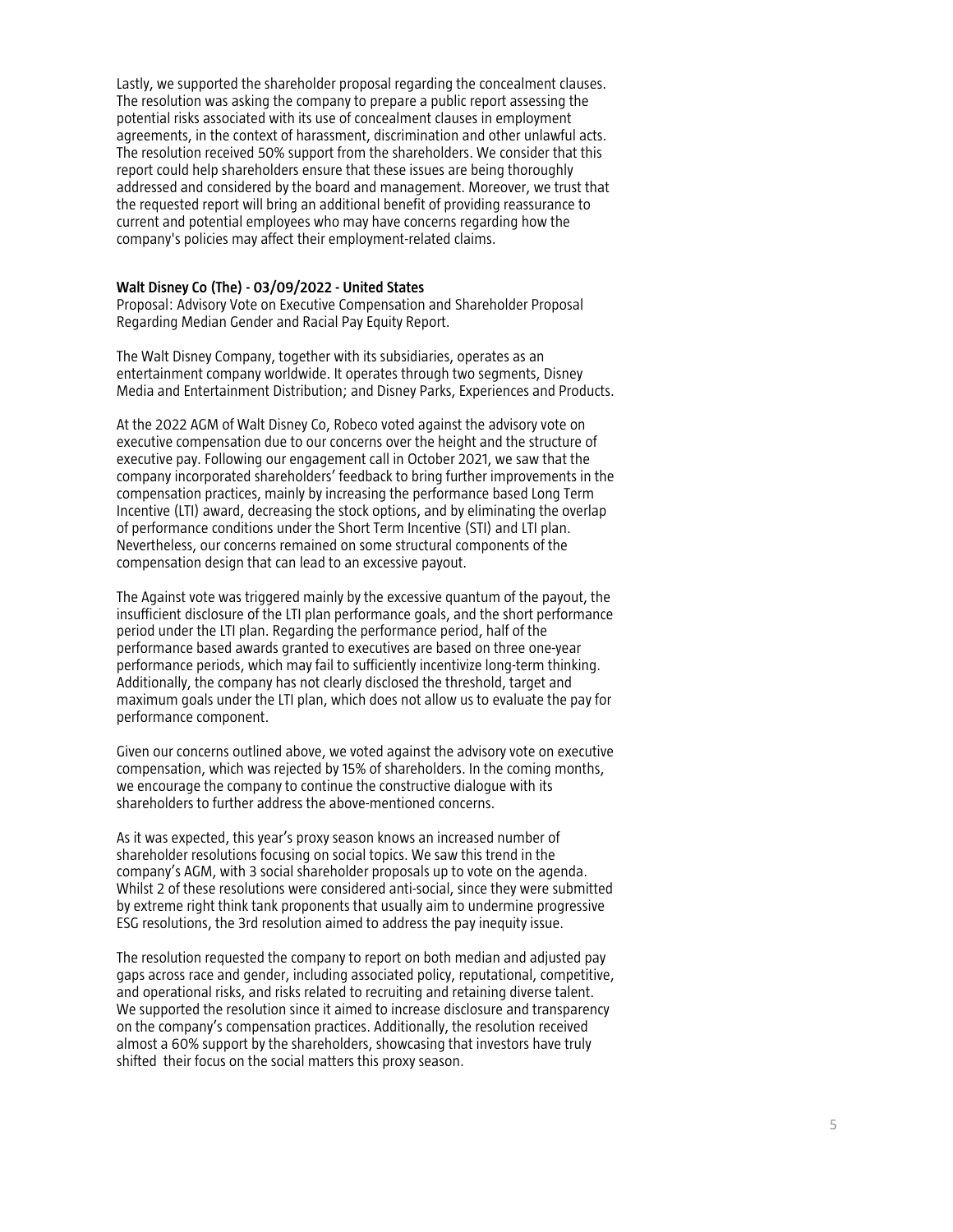Lastly, we supported the shareholder proposal regarding the concealment clauses. The resolution was asking the company to prepare a public report assessing the potential risks associated with its use of concealment clauses in employment agreements, in the context of harassment, discrimination and other unlawful acts. The resolution received 50% support from the shareholders. We consider that this report could help shareholders ensure that these issues are being thoroughly addressed and considered by the board and management. Moreover, we trust that the requested report will bring an additional benefit of providing reassurance to current and potential employees who may have concerns regarding how the company's policies may affect their employment-related claims.

**Walt Disney Co (The) - 03/09/2022 - United States**

Proposal: Advisory Vote on Executive Compensation and Shareholder Proposal Regarding Median Gender and Racial Pay Equity Report.

The Walt Disney Company, together with its subsidiaries, operates as an entertainment company worldwide. It operates through two segments, Disney Media and Entertainment Distribution; and Disney Parks, Experiences and Products.

At the 2022 AGM of Walt Disney Co, Robeco voted against the advisory vote on executive compensation due to our concerns over the height and the structure of executive pay. Following our engagement call in October 2021, we saw that the company incorporated shareholders' feedback to bring further improvements in the compensation practices, mainly by increasing the performance based Long Term Incentive (LTI) award, decreasing the stock options, and by eliminating the overlap of performance conditions under the Short Term Incentive (STI) and LTI plan. Nevertheless, our concerns remained on some structural components of the compensation design that can lead to an excessive payout.

The Against vote was triggered mainly by the excessive quantum of the payout, the insufficient disclosure of the LTI plan performance goals, and the short performance period under the LTI plan. Regarding the performance period, half of the performance based awards granted to executives are based on three one-year performance periods, which may fail to sufficiently incentivize long-term thinking. Additionally, the company has not clearly disclosed the threshold, target and maximum goals under the LTI plan, which does not allow us to evaluate the pay for performance component.

Given our concerns outlined above, we voted against the advisory vote on executive compensation, which was rejected by 15% of shareholders. In the coming months, we encourage the company to continue the constructive dialogue with its shareholders to further address the above-mentioned concerns.

As it was expected, this year's proxy season knows an increased number of shareholder resolutions focusing on social topics. We saw this trend in the company's AGM, with 3 social shareholder proposals up to vote on the agenda. Whilst 2 of these resolutions were considered anti-social, since they were submitted by extreme right think tank proponents that usually aim to undermine progressive ESG resolutions, the 3rd resolution aimed to address the pay inequity issue.

The resolution requested the company to report on both median and adjusted pay gaps across race and gender, including associated policy, reputational, competitive, and operational risks, and risks related to recruiting and retaining diverse talent. We supported the resolution since it aimed to increase disclosure and transparency on the company's compensation practices. Additionally, the resolution received almost a 60% support by the shareholders, showcasing that investors have truly shifted their focus on the social matters this proxy season.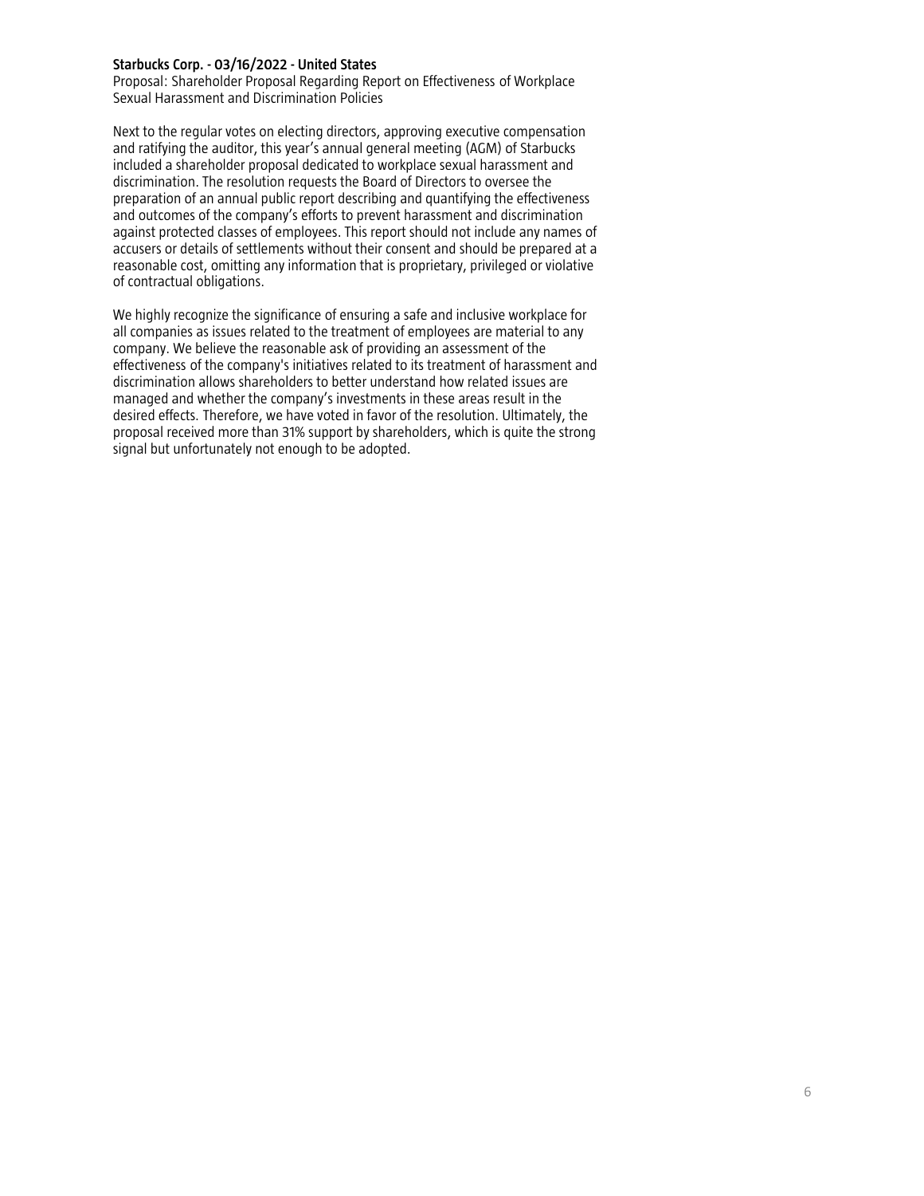**Starbucks Corp. - 03/16/2022 - United States**

Proposal: Shareholder Proposal Regarding Report on Effectiveness of Workplace Sexual Harassment and Discrimination Policies

Next to the regular votes on electing directors, approving executive compensation and ratifying the auditor, this year's annual general meeting (AGM) of Starbucks included a shareholder proposal dedicated to workplace sexual harassment and discrimination. The resolution requests the Board of Directors to oversee the preparation of an annual public report describing and quantifying the effectiveness and outcomes of the company's efforts to prevent harassment and discrimination against protected classes of employees. This report should not include any names of accusers or details of settlements without their consent and should be prepared at a reasonable cost, omitting any information that is proprietary, privileged or violative of contractual obligations.

We highly recognize the significance of ensuring a safe and inclusive workplace for all companies as issues related to the treatment of employees are material to any company. We believe the reasonable ask of providing an assessment of the effectiveness of the company's initiatives related to its treatment of harassment and discrimination allows shareholders to better understand how related issues are managed and whether the company's investments in these areas result in the desired effects. Therefore, we have voted in favor of the resolution. Ultimately, the proposal received more than 31% support by shareholders, which is quite the strong signal but unfortunately not enough to be adopted.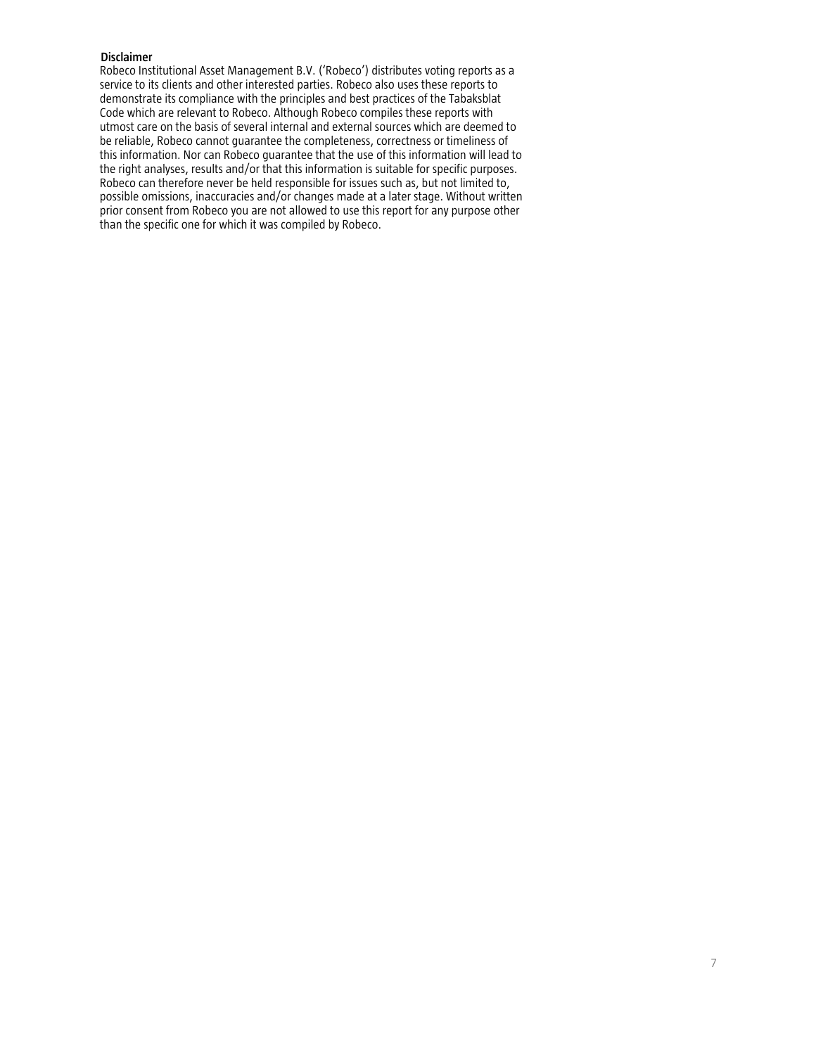**Disclaimer**

Robeco Institutional Asset Management B.V. ('Robeco') distributes voting reports as a service to its clients and other interested parties. Robeco also uses these reports to demonstrate its compliance with the principles and best practices of the Tabaksblat Code which are relevant to Robeco. Although Robeco compiles these reports with utmost care on the basis of several internal and external sources which are deemed to be reliable, Robeco cannot guarantee the completeness, correctness or timeliness of this information. Nor can Robeco guarantee that the use of this information will lead to the right analyses, results and/or that this information is suitable for specific purposes. Robeco can therefore never be held responsible for issues such as, but not limited to, possible omissions, inaccuracies and/or changes made at a later stage. Without written prior consent from Robeco you are not allowed to use this report for any purpose other than the specific one for which it was compiled by Robeco.